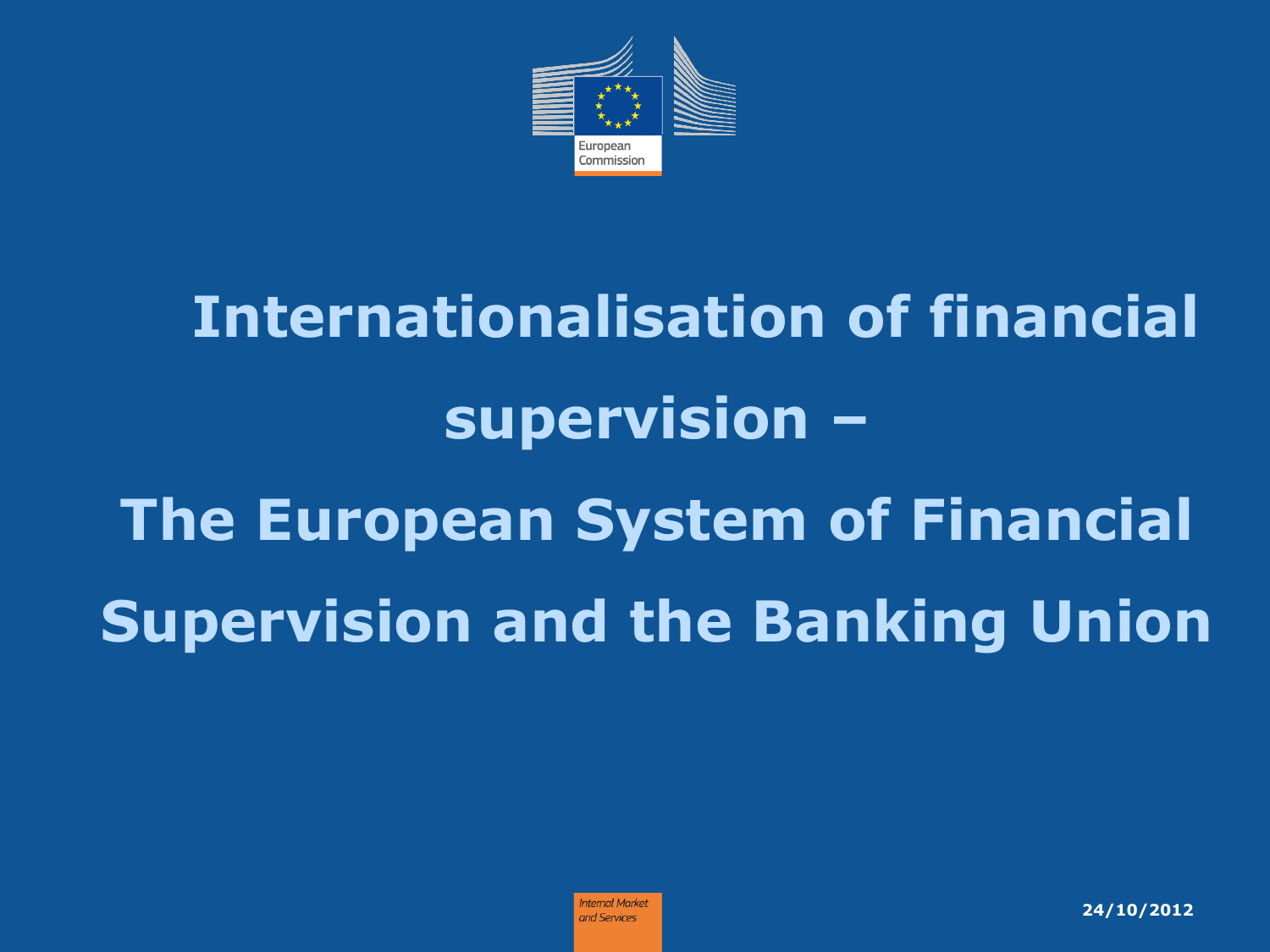European Commission

# Internationalisation of financial supervision – The European System of Financial Supervision and the Banking Union

Internal Market and Services

24/10/2012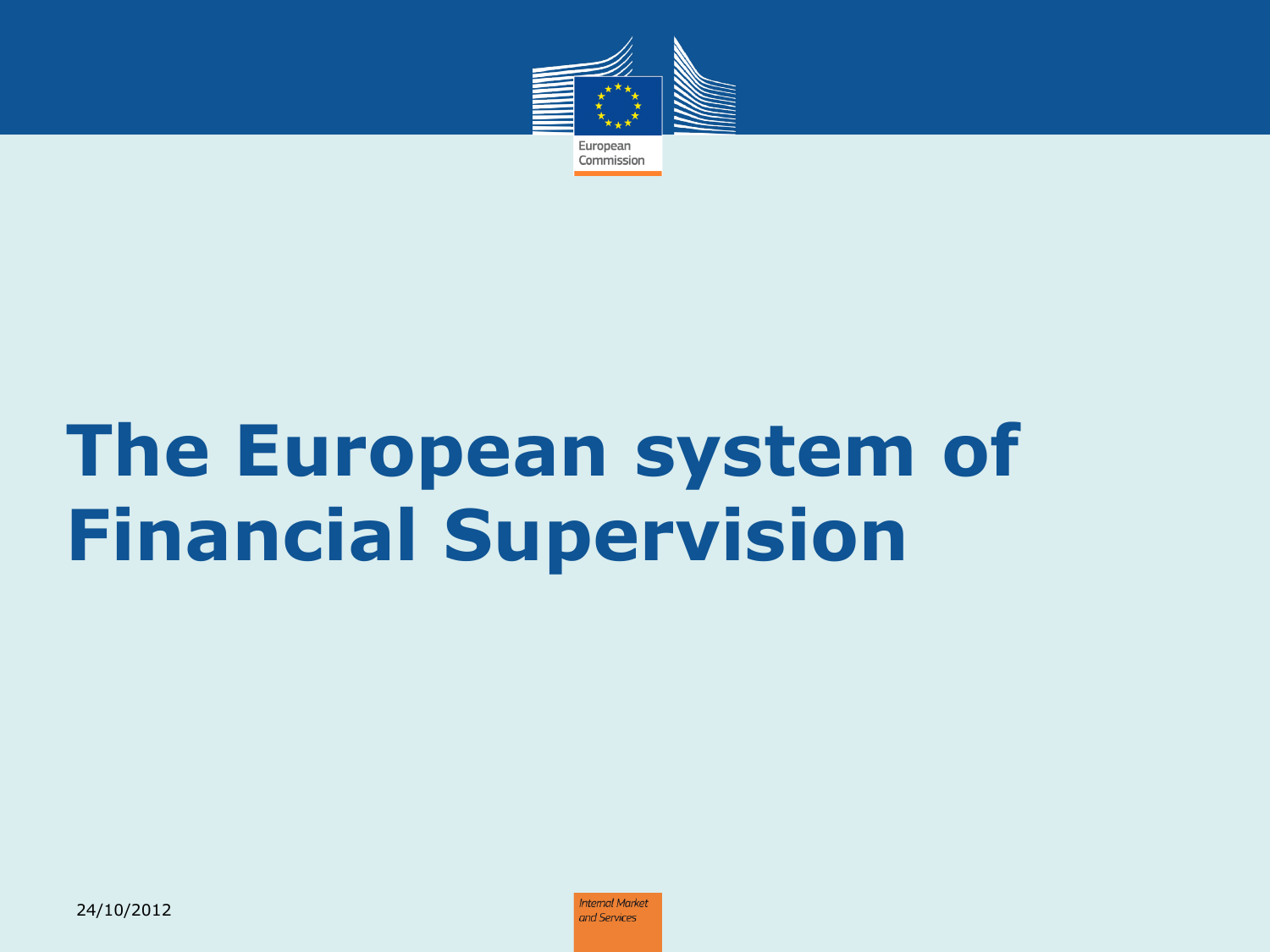# The European system of Financial Supervision

24/10/2012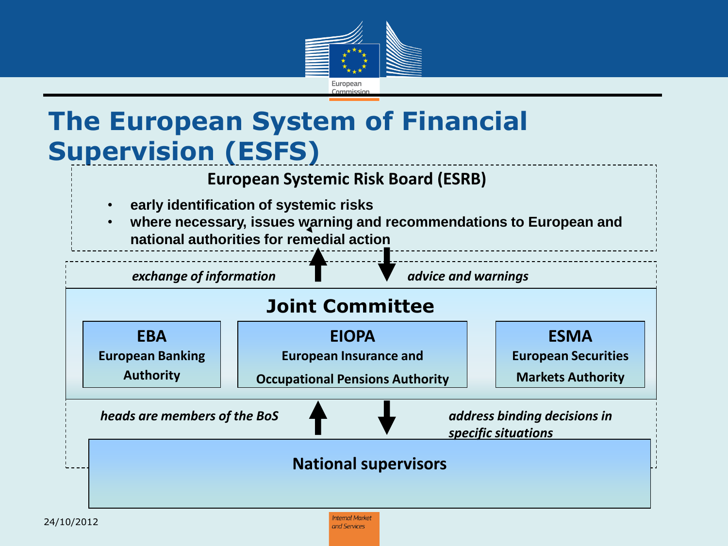# The European System of Financial Supervision (ESFS)

## European Systemic Risk Board (ESRB)

- **early identification of systemic risks**
- **where necessary, issues warning and recommendations to European and national authorities for remedial action**

*exchange of information* ↑ ↓ *advice and warnings*

## Joint Committee

**EBA**
**European Banking Authority**

**EIOPA**
**European Insurance and Occupational Pensions Authority**

**ESMA**
**European Securities Markets Authority**

*heads are members of the BoS* ↑ ↓ *address binding decisions in specific situations*

## National supervisors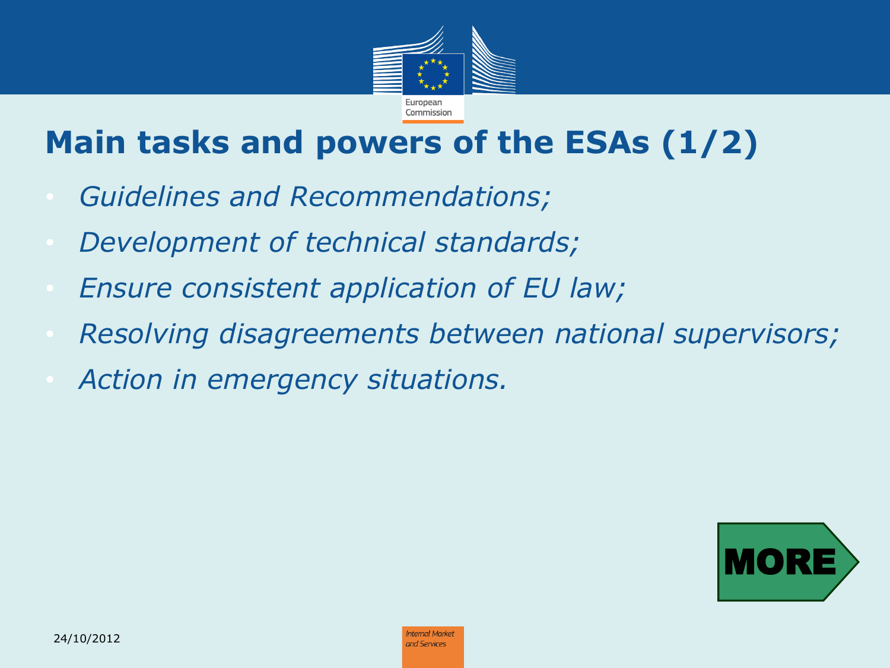# Main tasks and powers of the ESAs (1/2)

- *Guidelines and Recommendations;*
- *Development of technical standards;*
- *Ensure consistent application of EU law;*
- *Resolving disagreements between national supervisors;*
- *Action in emergency situations.*

MORE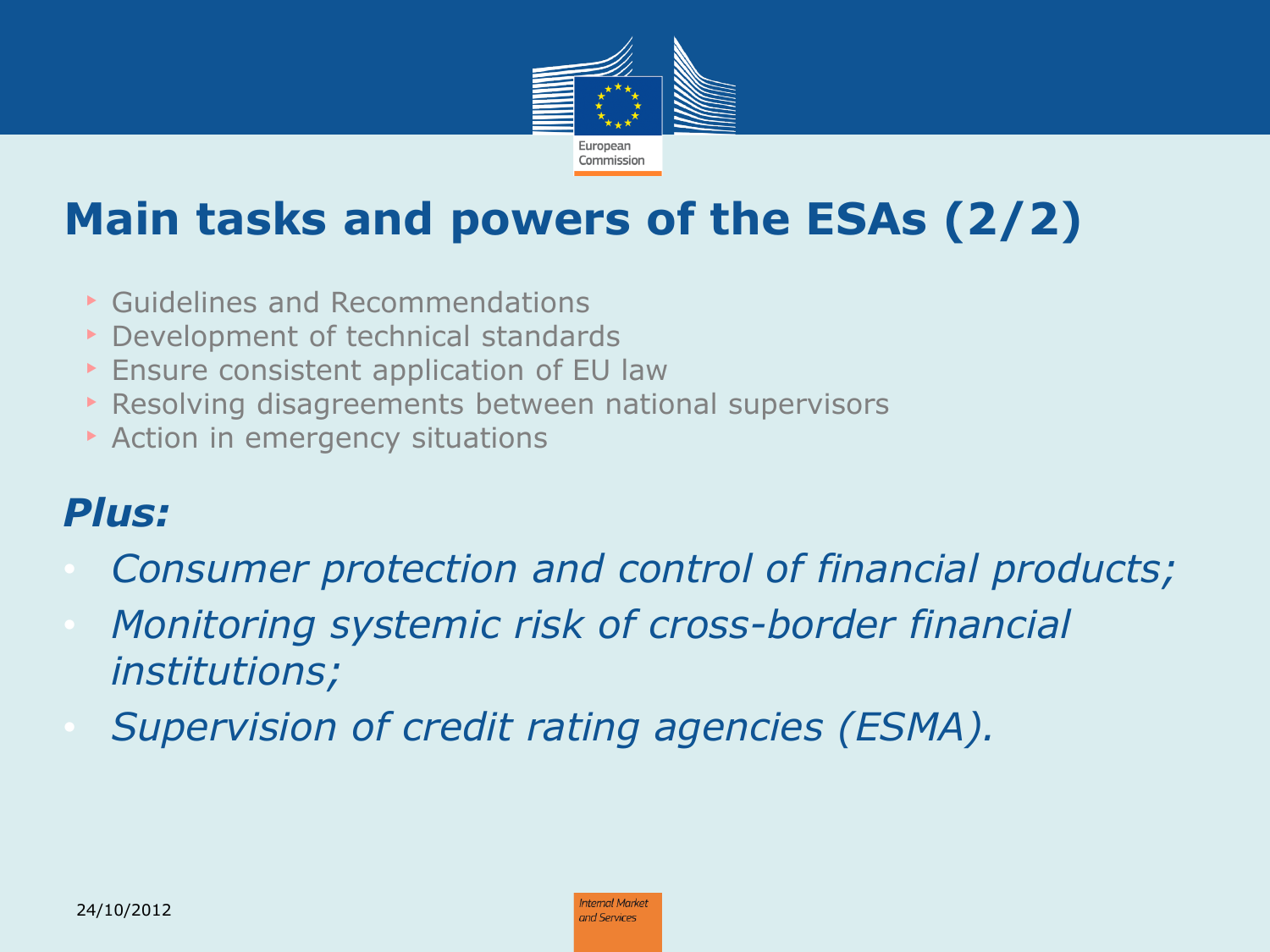# Main tasks and powers of the ESAs (2/2)

- Guidelines and Recommendations
- Development of technical standards
- Ensure consistent application of EU law
- Resolving disagreements between national supervisors
- Action in emergency situations

***Plus:***

- *Consumer protection and control of financial products;*
- *Monitoring systemic risk of cross-border financial institutions;*
- *Supervision of credit rating agencies (ESMA).*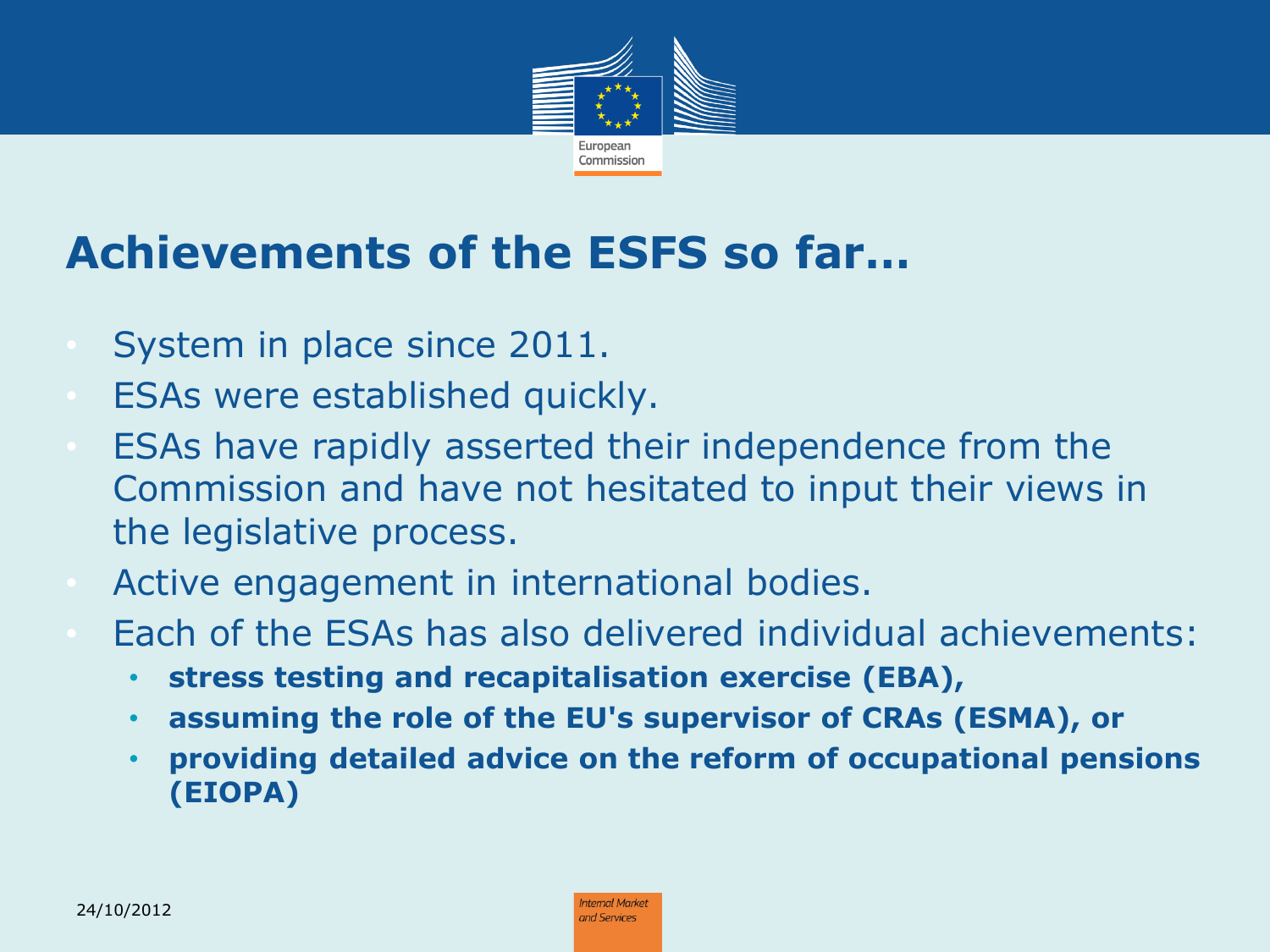# Achievements of the ESFS so far…

- System in place since 2011.
- ESAs were established quickly.
- ESAs have rapidly asserted their independence from the Commission and have not hesitated to input their views in the legislative process.
- Active engagement in international bodies.
- Each of the ESAs has also delivered individual achievements:
  - **stress testing and recapitalisation exercise (EBA),**
  - **assuming the role of the EU's supervisor of CRAs (ESMA), or**
  - **providing detailed advice on the reform of occupational pensions (EIOPA)**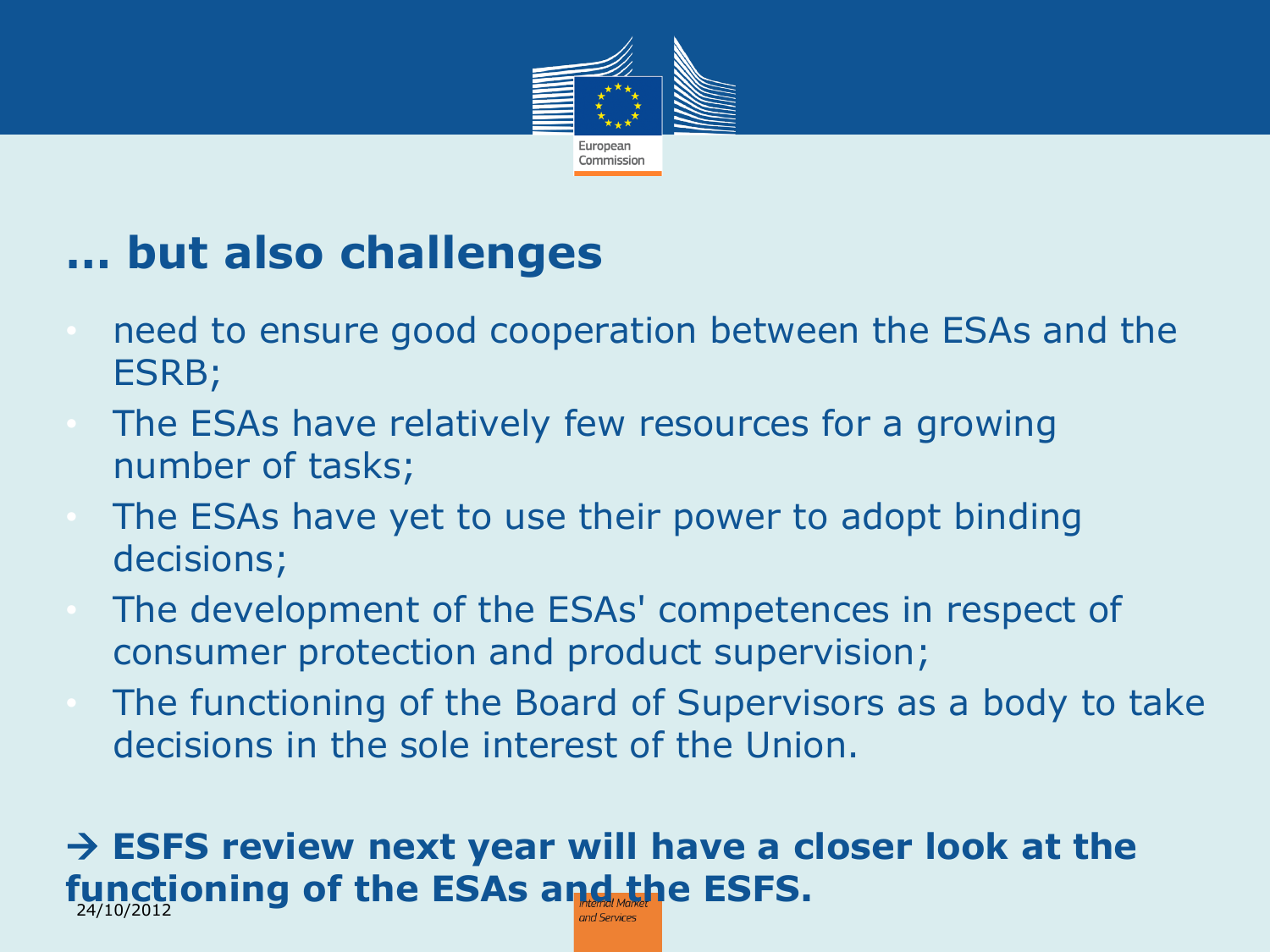## … but also challenges

- need to ensure good cooperation between the ESAs and the ESRB;
- The ESAs have relatively few resources for a growing number of tasks;
- The ESAs have yet to use their power to adopt binding decisions;
- The development of the ESAs' competences in respect of consumer protection and product supervision;
- The functioning of the Board of Supervisors as a body to take decisions in the sole interest of the Union.

**→ ESFS review next year will have a closer look at the functioning of the ESAs and the ESFS.**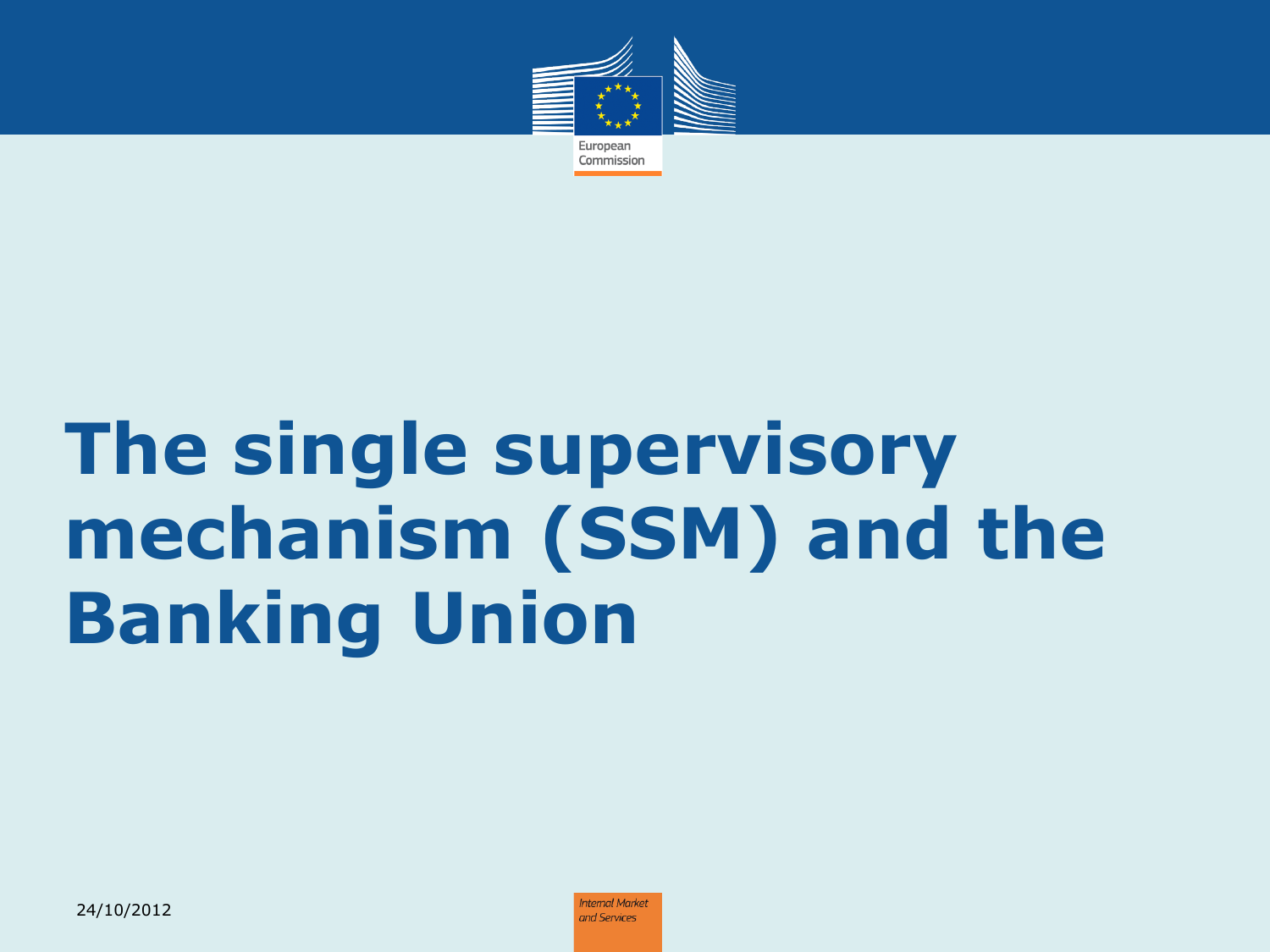# The single supervisory mechanism (SSM) and the Banking Union

24/10/2012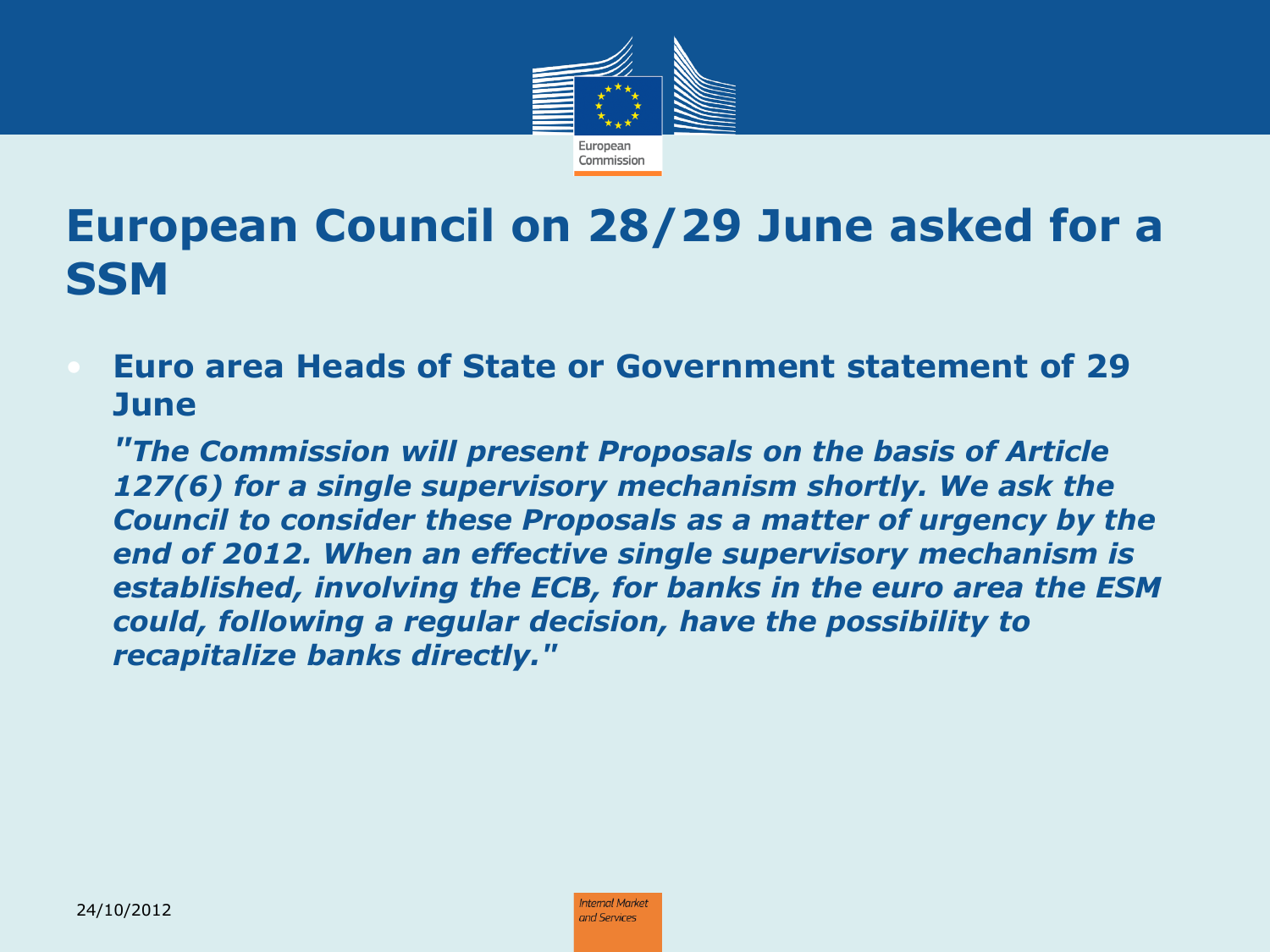# European Council on 28/29 June asked for a SSM

- **Euro area Heads of State or Government statement of 29 June**

  ***"The Commission will present Proposals on the basis of Article 127(6) for a single supervisory mechanism shortly. We ask the Council to consider these Proposals as a matter of urgency by the end of 2012. When an effective single supervisory mechanism is established, involving the ECB, for banks in the euro area the ESM could, following a regular decision, have the possibility to recapitalize banks directly."***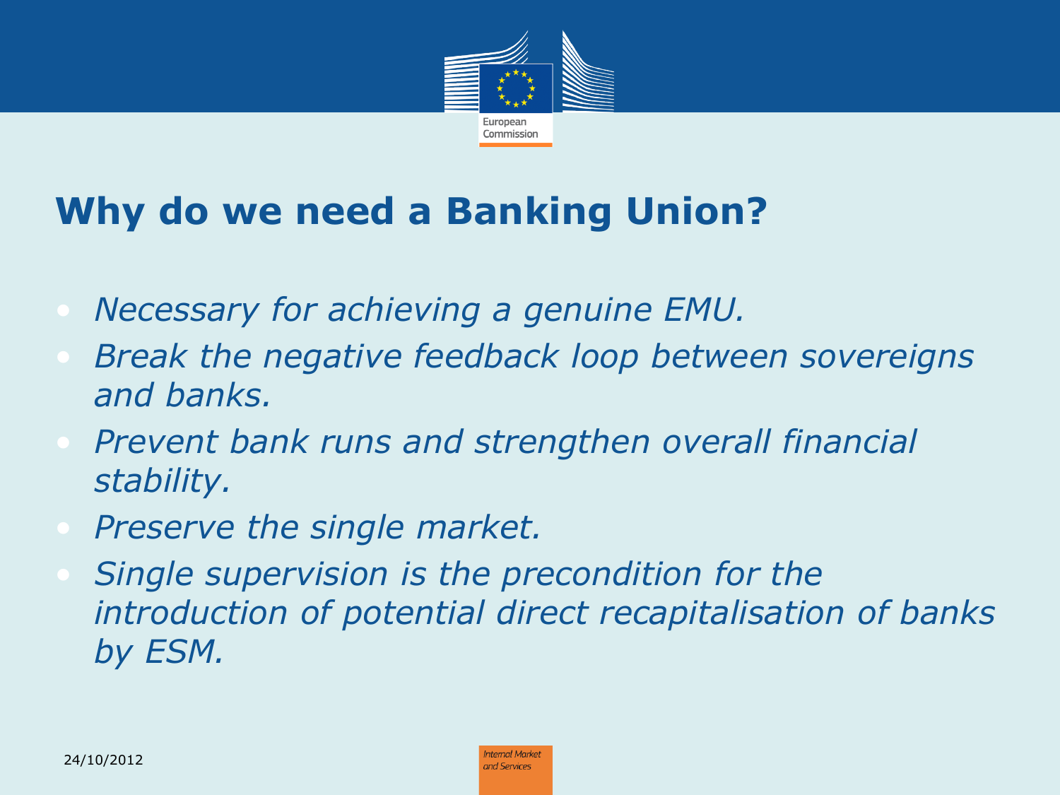# Why do we need a Banking Union?

- *Necessary for achieving a genuine EMU.*
- *Break the negative feedback loop between sovereigns and banks.*
- *Prevent bank runs and strengthen overall financial stability.*
- *Preserve the single market.*
- *Single supervision is the precondition for the introduction of potential direct recapitalisation of banks by ESM.*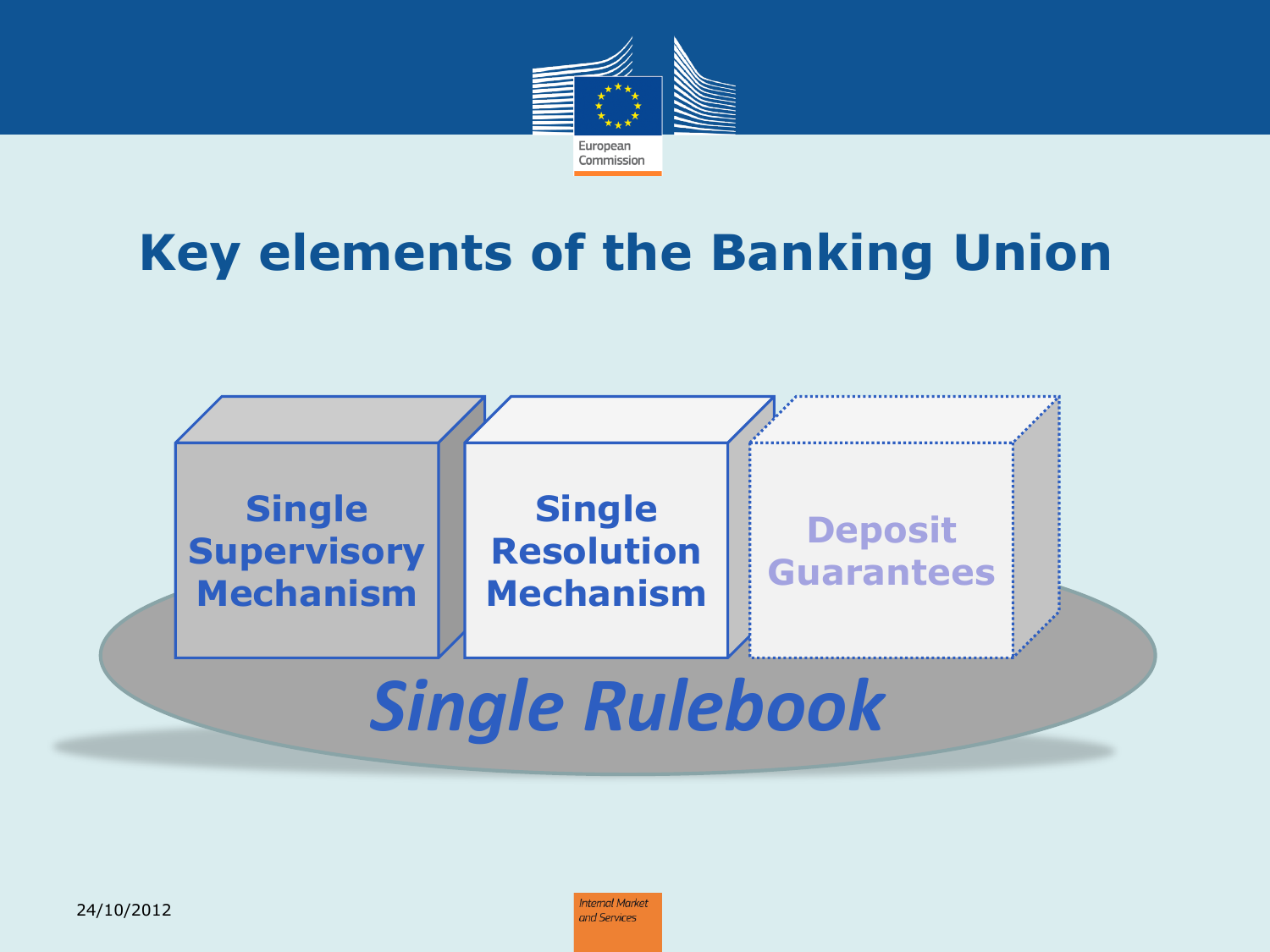# Key elements of the Banking Union

**Single Supervisory Mechanism**

**Single Resolution Mechanism**

**Deposit Guarantees**

***Single Rulebook***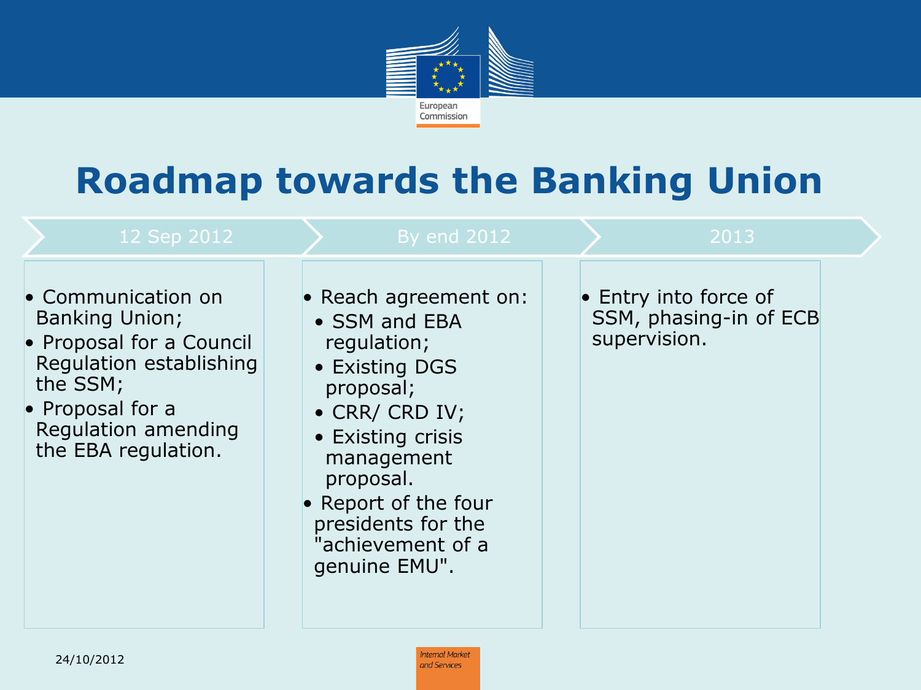# Roadmap towards the Banking Union

## 12 Sep 2012

- Communication on Banking Union;
- Proposal for a Council Regulation establishing the SSM;
- Proposal for a Regulation amending the EBA regulation.

## By end 2012

- Reach agreement on:
  - SSM and EBA regulation;
  - Existing DGS proposal;
  - CRR/ CRD IV;
  - Existing crisis management proposal.
- Report of the four presidents for the "achievement of a genuine EMU".

## 2013

- Entry into force of SSM, phasing-in of ECB supervision.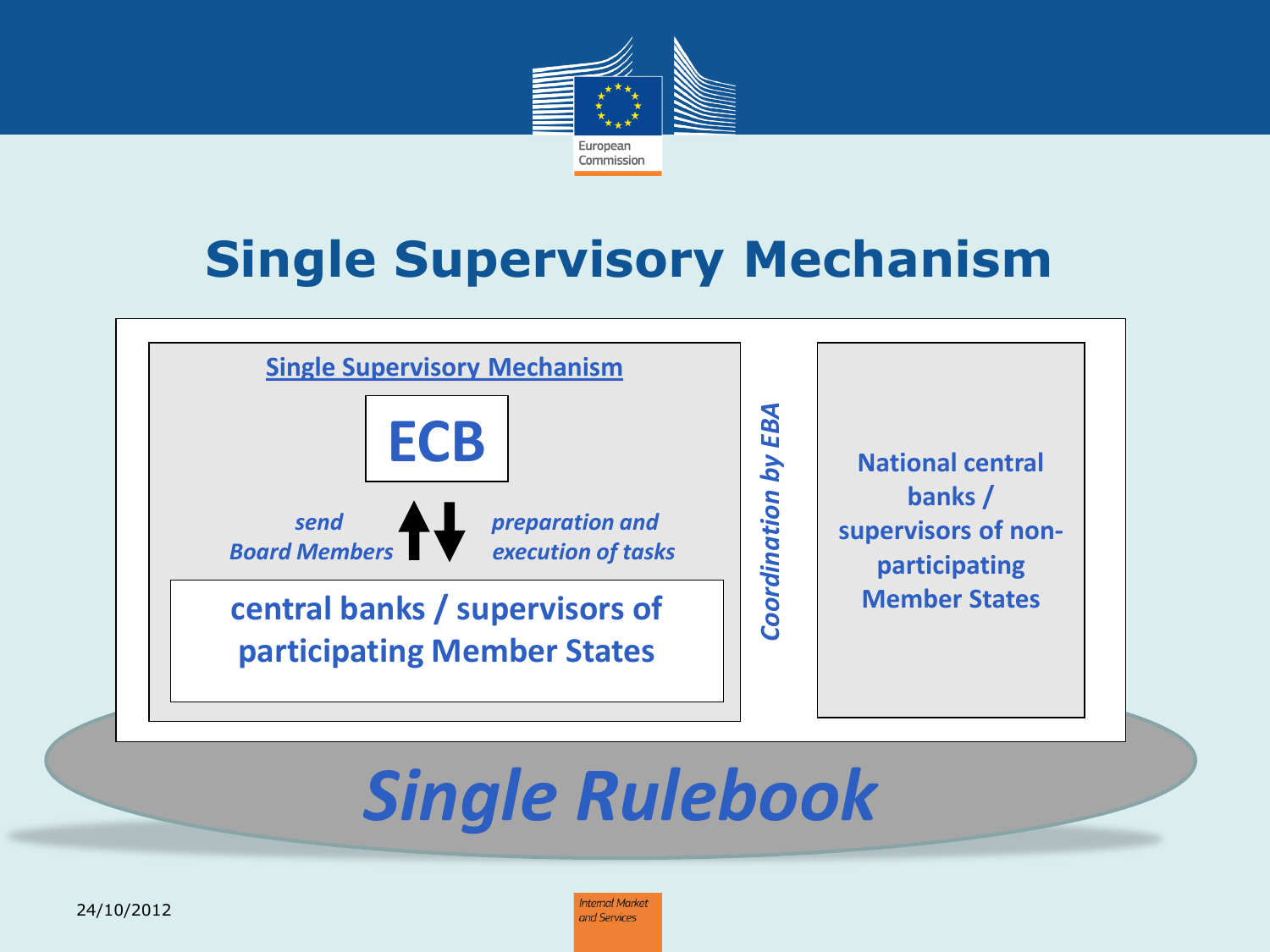# Single Supervisory Mechanism

Single Supervisory Mechanism

**ECB**

*send Board Members* ↑↓ *preparation and execution of tasks*

**central banks / supervisors of participating Member States**

*Coordination by EBA*

**National central banks / supervisors of non-participating Member States**

***Single Rulebook***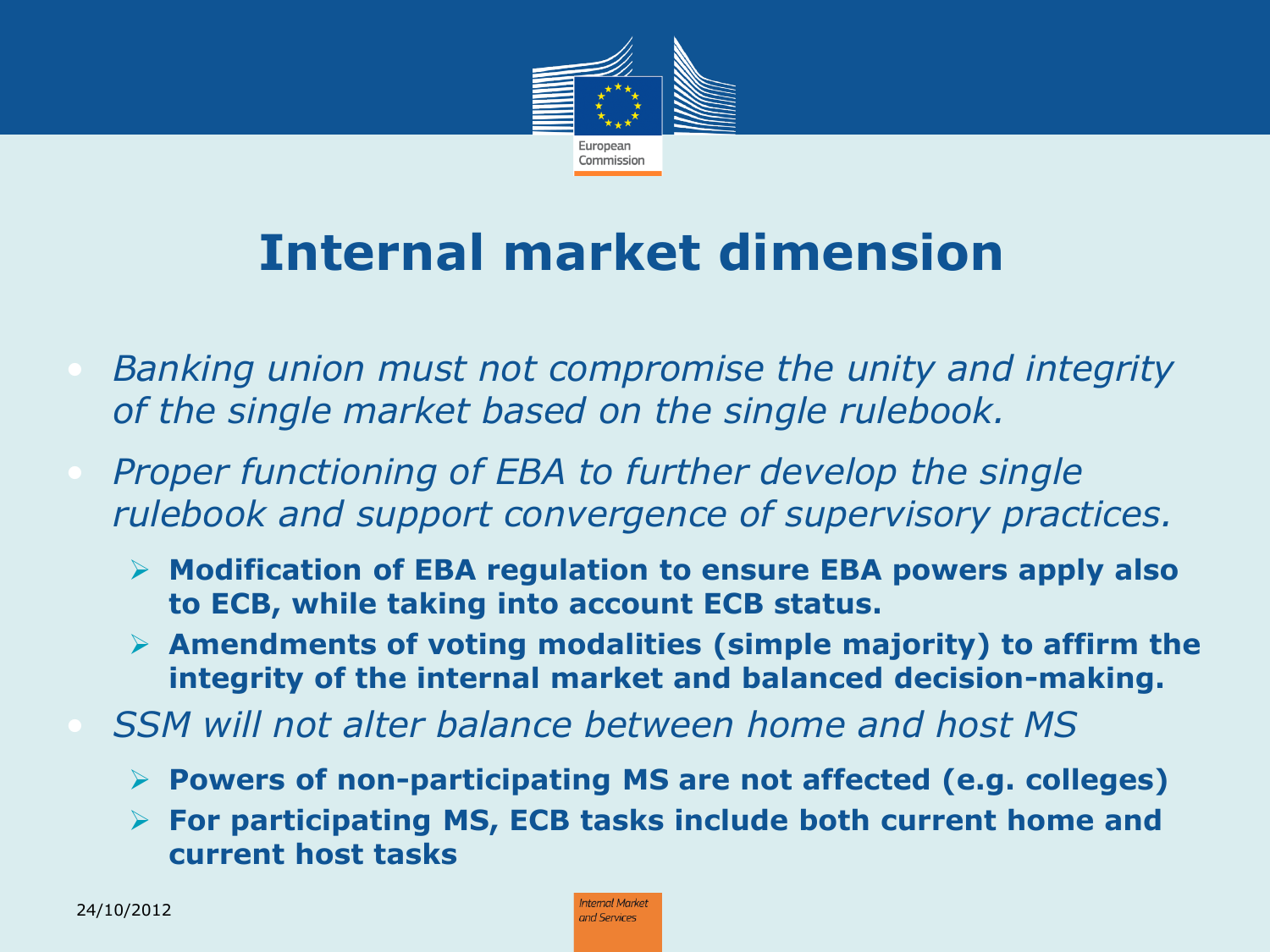# Internal market dimension

- *Banking union must not compromise the unity and integrity of the single market based on the single rulebook.*
- *Proper functioning of EBA to further develop the single rulebook and support convergence of supervisory practices.*
  - **Modification of EBA regulation to ensure EBA powers apply also to ECB, while taking into account ECB status.**
  - **Amendments of voting modalities (simple majority) to affirm the integrity of the internal market and balanced decision-making.**
- *SSM will not alter balance between home and host MS*
  - **Powers of non-participating MS are not affected (e.g. colleges)**
  - **For participating MS, ECB tasks include both current home and current host tasks**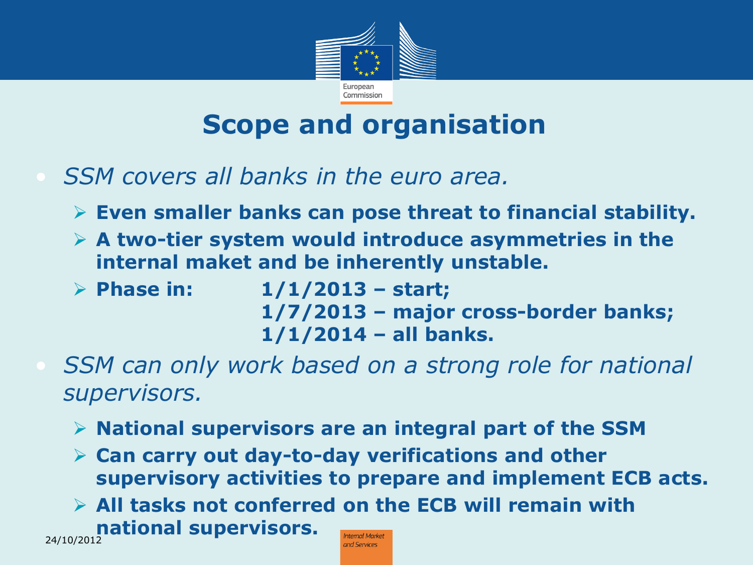# Scope and organisation

- *SSM covers all banks in the euro area.*
  - **Even smaller banks can pose threat to financial stability.**
  - **A two-tier system would introduce asymmetries in the internal maket and be inherently unstable.**
  - **Phase in: 1/1/2013 – start; 1/7/2013 – major cross-border banks; 1/1/2014 – all banks.**
- *SSM can only work based on a strong role for national supervisors.*
  - **National supervisors are an integral part of the SSM**
  - **Can carry out day-to-day verifications and other supervisory activities to prepare and implement ECB acts.**
  - **All tasks not conferred on the ECB will remain with national supervisors.**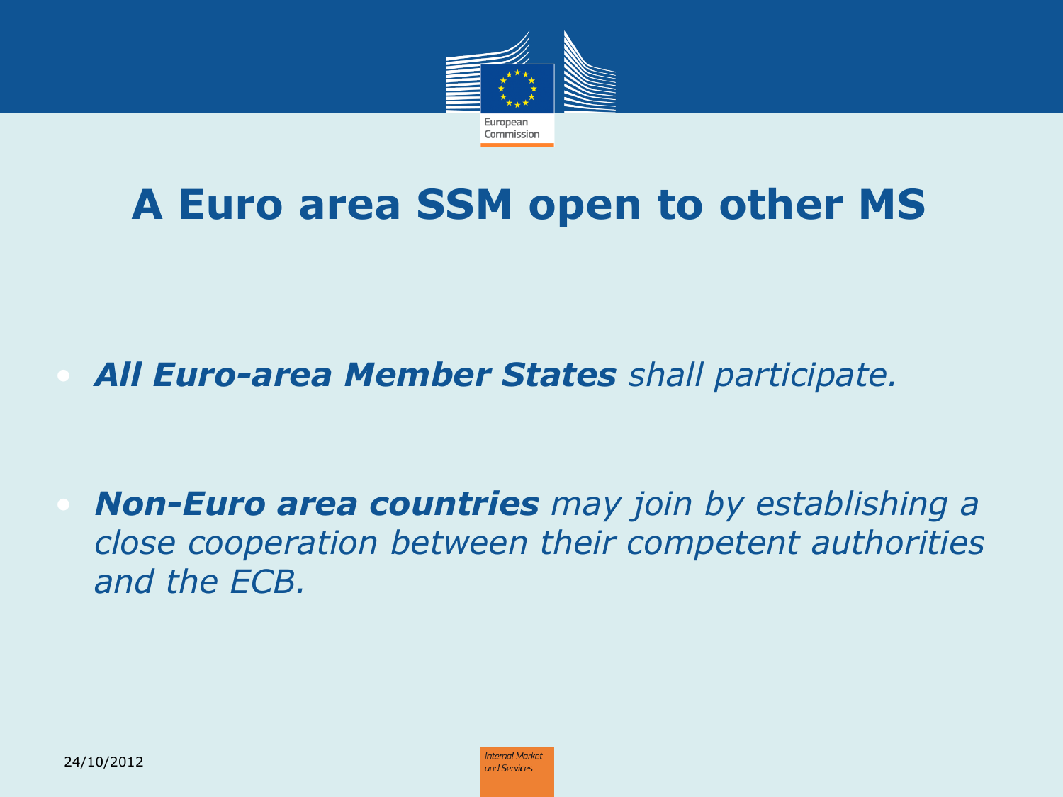# A Euro area SSM open to other MS

- ***All Euro-area Member States*** *shall participate.*

- ***Non-Euro area countries*** *may join by establishing a close cooperation between their competent authorities and the ECB.*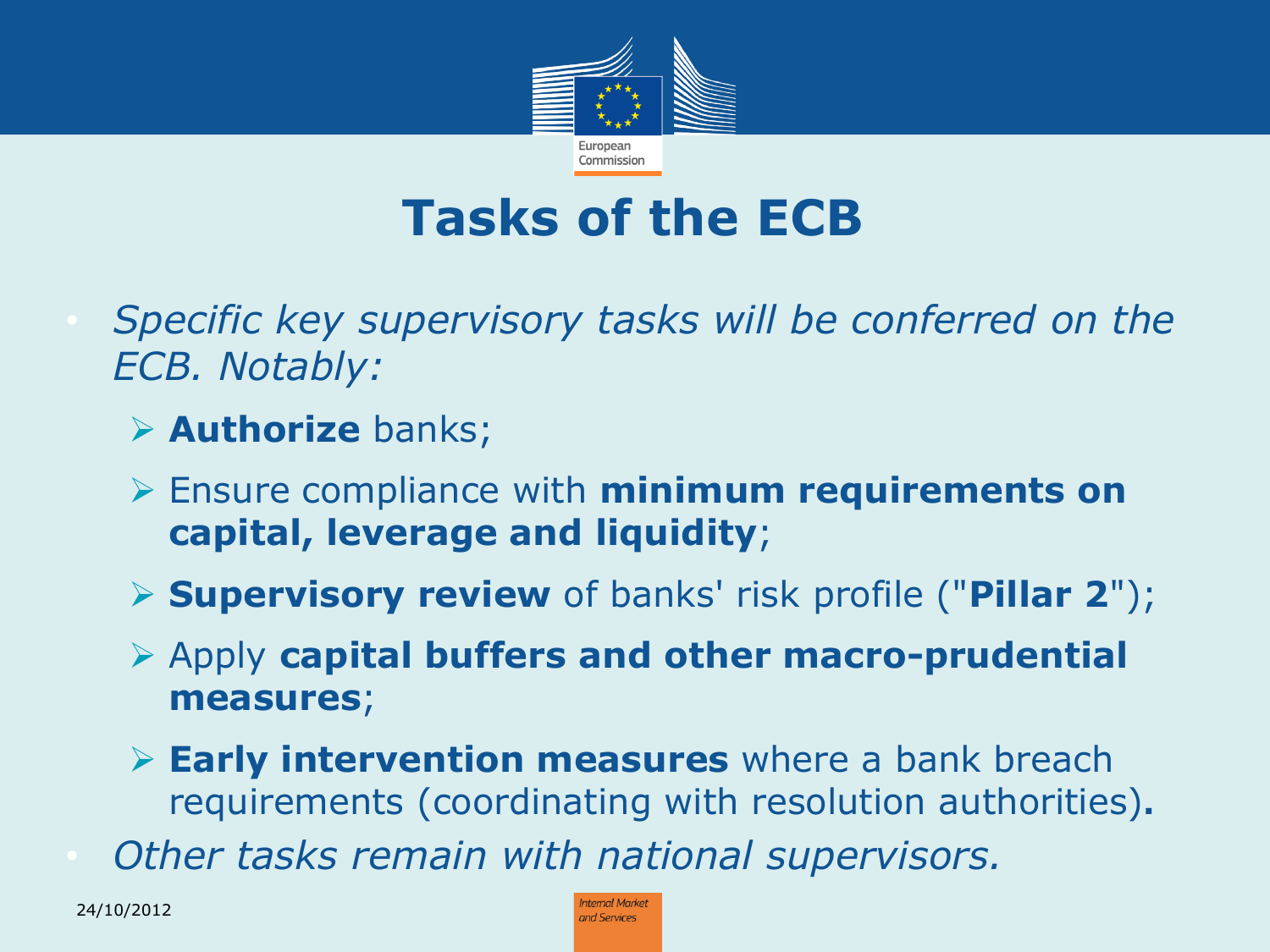# Tasks of the ECB

- *Specific key supervisory tasks will be conferred on the ECB. Notably:*
  - **Authorize** banks;
  - Ensure compliance with **minimum requirements on capital, leverage and liquidity**;
  - **Supervisory review** of banks' risk profile ("**Pillar 2**");
  - Apply **capital buffers and other macro-prudential measures**;
  - **Early intervention measures** where a bank breach requirements (coordinating with resolution authorities)**.**
- *Other tasks remain with national supervisors.*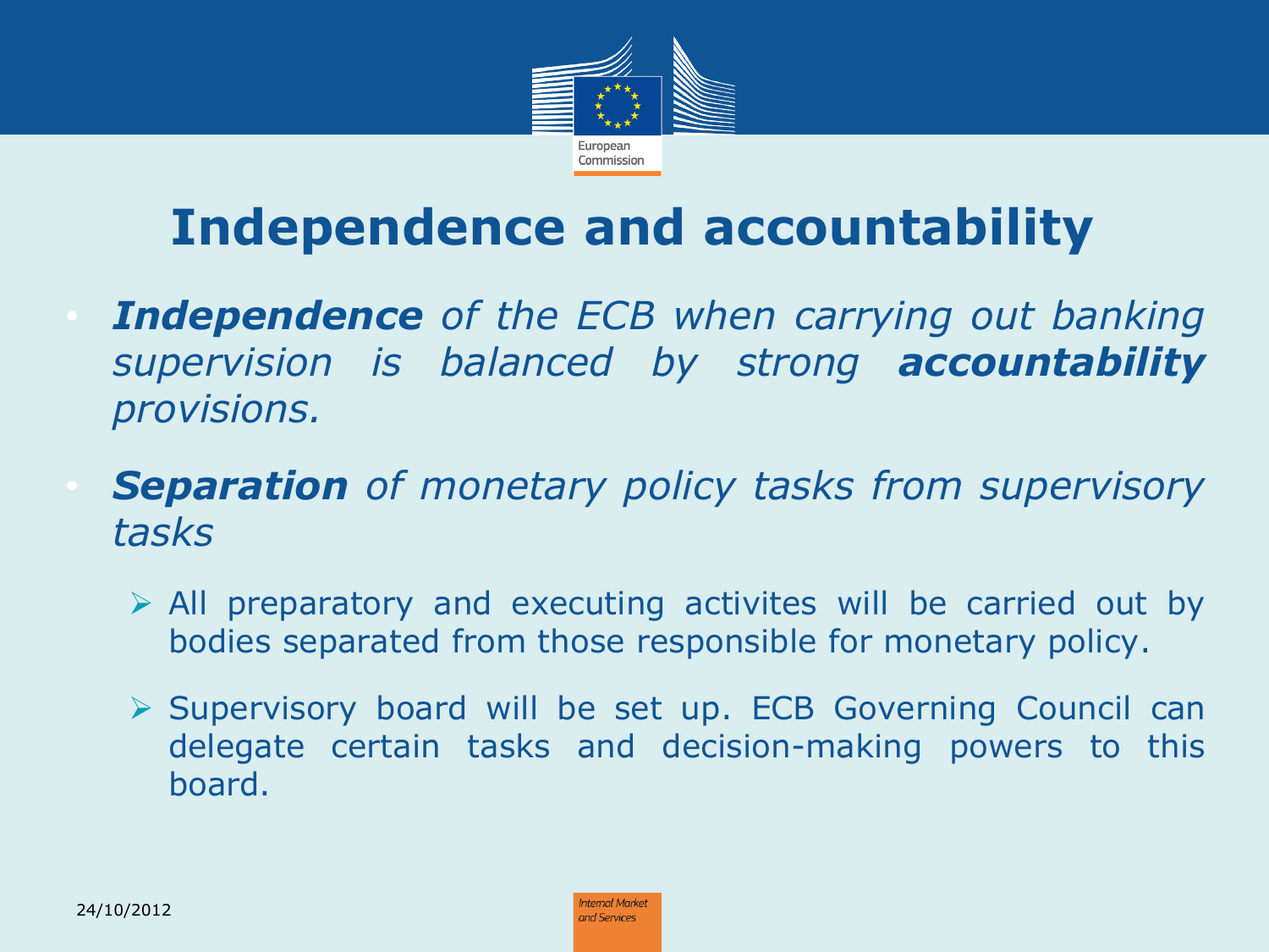# Independence and accountability

- ***Independence*** *of the ECB when carrying out banking supervision is balanced by strong* ***accountability*** *provisions.*
- ***Separation*** *of monetary policy tasks from supervisory tasks*
  - All preparatory and executing activites will be carried out by bodies separated from those responsible for monetary policy.
  - Supervisory board will be set up. ECB Governing Council can delegate certain tasks and decision-making powers to this board.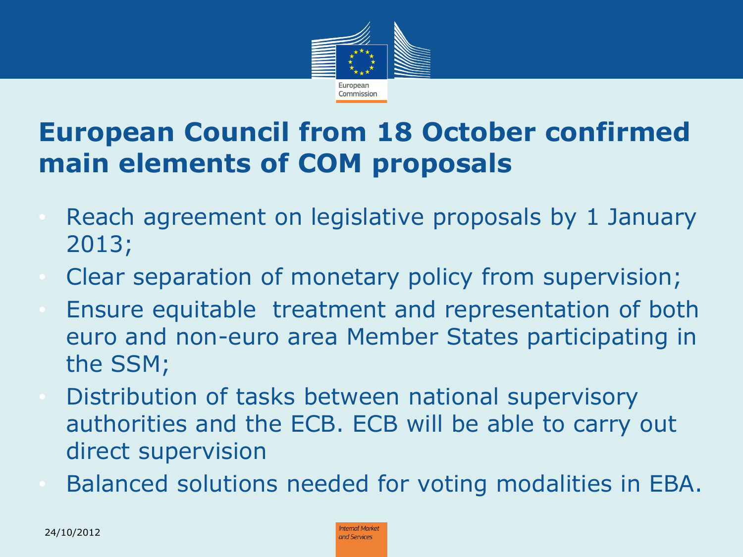# European Council from 18 October confirmed main elements of COM proposals

- Reach agreement on legislative proposals by 1 January 2013;
- Clear separation of monetary policy from supervision;
- Ensure equitable treatment and representation of both euro and non-euro area Member States participating in the SSM;
- Distribution of tasks between national supervisory authorities and the ECB. ECB will be able to carry out direct supervision
- Balanced solutions needed for voting modalities in EBA.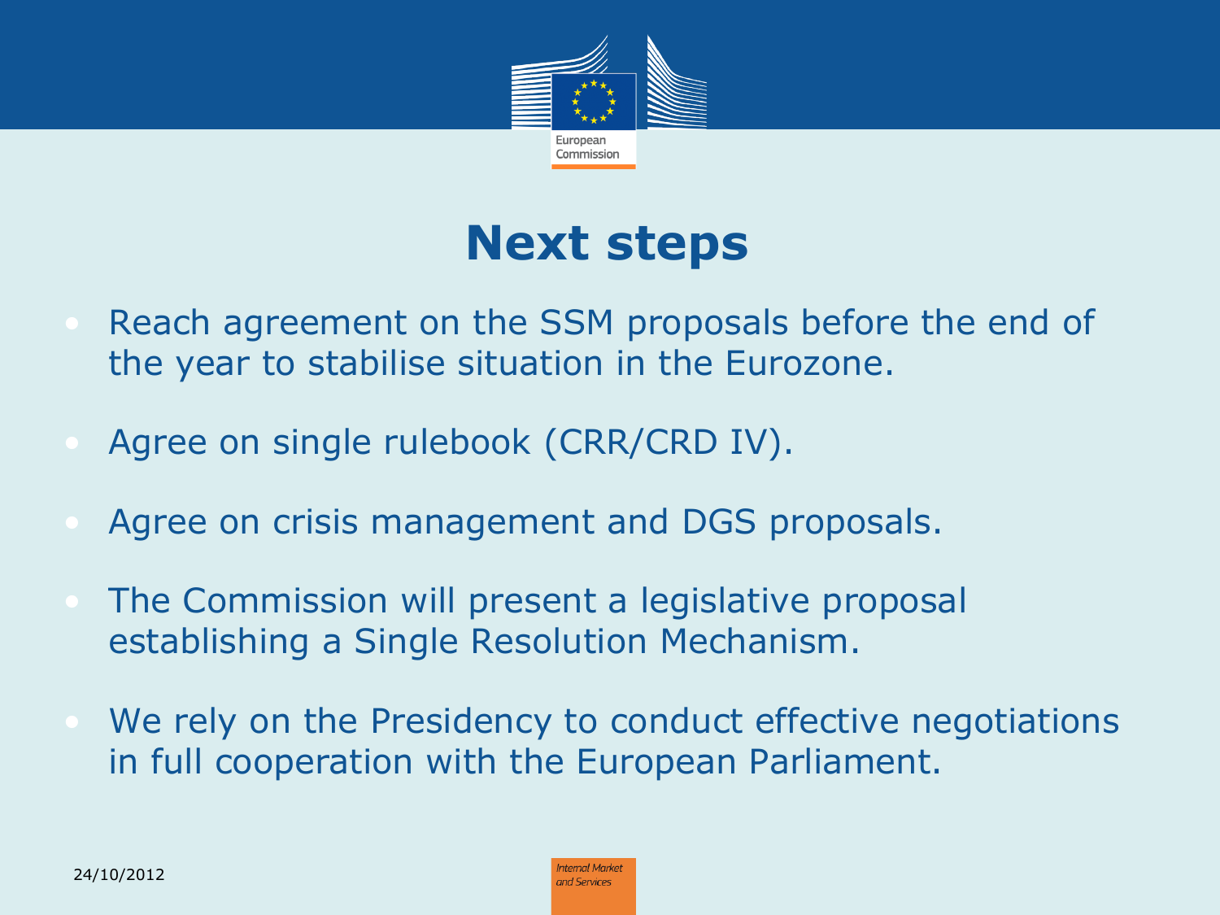# Next steps

- Reach agreement on the SSM proposals before the end of the year to stabilise situation in the Eurozone.
- Agree on single rulebook (CRR/CRD IV).
- Agree on crisis management and DGS proposals.
- The Commission will present a legislative proposal establishing a Single Resolution Mechanism.
- We rely on the Presidency to conduct effective negotiations in full cooperation with the European Parliament.

24/10/2012